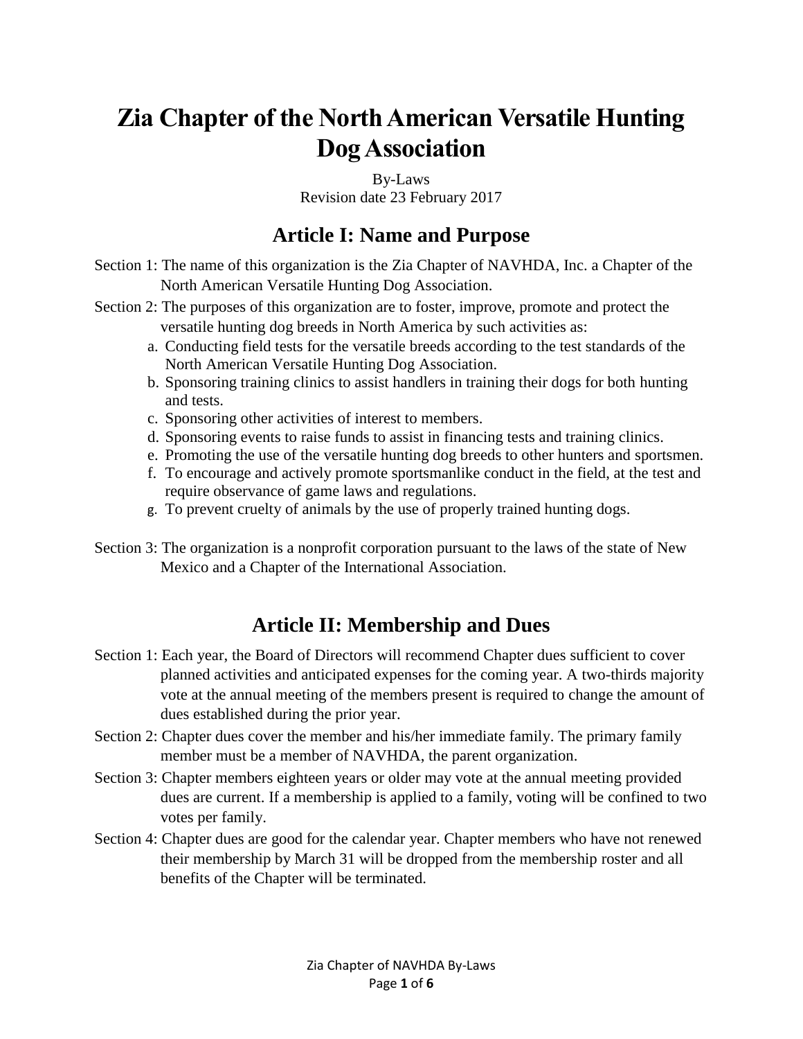# Zia Chapter of the North American Versatile Hunting Dog Association

By-Laws
Revision date 23 February 2017

## Article I: Name and Purpose

Section 1: The name of this organization is the Zia Chapter of NAVHDA, Inc. a Chapter of the North American Versatile Hunting Dog Association.

Section 2: The purposes of this organization are to foster, improve, promote and protect the versatile hunting dog breeds in North America by such activities as:

a. Conducting field tests for the versatile breeds according to the test standards of the North American Versatile Hunting Dog Association.
b. Sponsoring training clinics to assist handlers in training their dogs for both hunting and tests.
c. Sponsoring other activities of interest to members.
d. Sponsoring events to raise funds to assist in financing tests and training clinics.
e. Promoting the use of the versatile hunting dog breeds to other hunters and sportsmen.
f. To encourage and actively promote sportsmanlike conduct in the field, at the test and require observance of game laws and regulations.
g. To prevent cruelty of animals by the use of properly trained hunting dogs.

Section 3: The organization is a nonprofit corporation pursuant to the laws of the state of New Mexico and a Chapter of the International Association.

## Article II: Membership and Dues

Section 1: Each year, the Board of Directors will recommend Chapter dues sufficient to cover planned activities and anticipated expenses for the coming year. A two-thirds majority vote at the annual meeting of the members present is required to change the amount of dues established during the prior year.

Section 2: Chapter dues cover the member and his/her immediate family. The primary family member must be a member of NAVHDA, the parent organization.

Section 3: Chapter members eighteen years or older may vote at the annual meeting provided dues are current. If a membership is applied to a family, voting will be confined to two votes per family.

Section 4: Chapter dues are good for the calendar year. Chapter members who have not renewed their membership by March 31 will be dropped from the membership roster and all benefits of the Chapter will be terminated.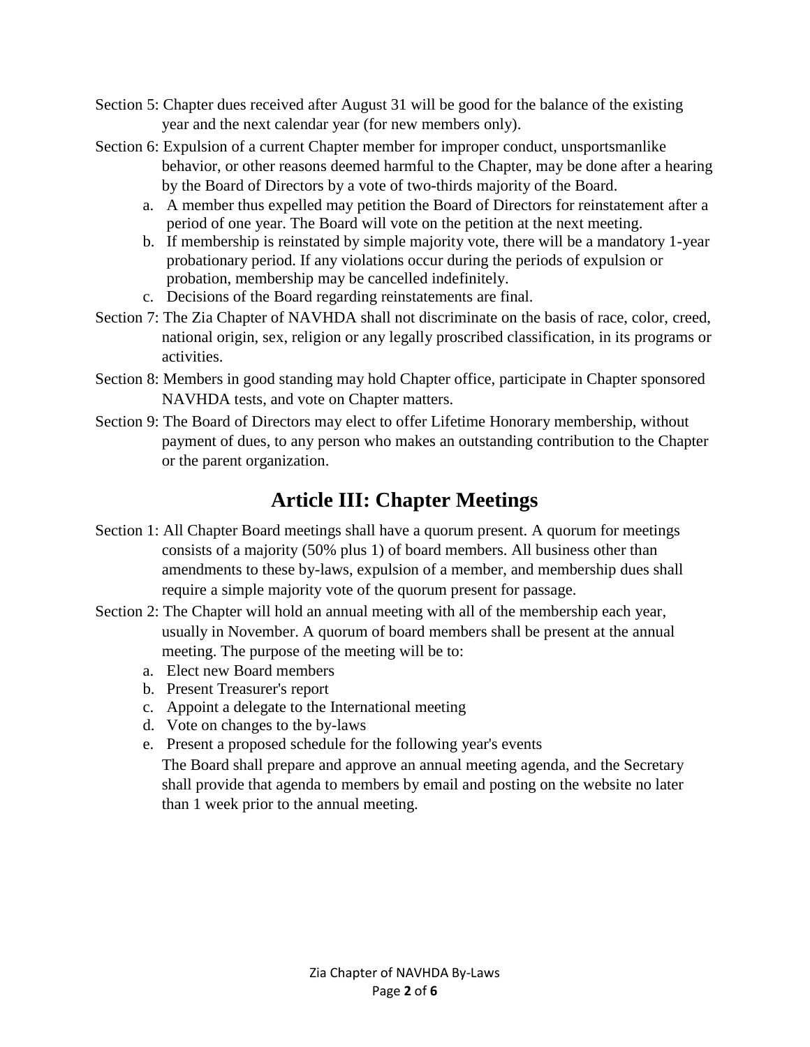Section 5: Chapter dues received after August 31 will be good for the balance of the existing year and the next calendar year (for new members only).

Section 6: Expulsion of a current Chapter member for improper conduct, unsportsmanlike behavior, or other reasons deemed harmful to the Chapter, may be done after a hearing by the Board of Directors by a vote of two-thirds majority of the Board.

a. A member thus expelled may petition the Board of Directors for reinstatement after a period of one year. The Board will vote on the petition at the next meeting.
b. If membership is reinstated by simple majority vote, there will be a mandatory 1-year probationary period. If any violations occur during the periods of expulsion or probation, membership may be cancelled indefinitely.
c. Decisions of the Board regarding reinstatements are final.

Section 7: The Zia Chapter of NAVHDA shall not discriminate on the basis of race, color, creed, national origin, sex, religion or any legally proscribed classification, in its programs or activities.

Section 8: Members in good standing may hold Chapter office, participate in Chapter sponsored NAVHDA tests, and vote on Chapter matters.

Section 9: The Board of Directors may elect to offer Lifetime Honorary membership, without payment of dues, to any person who makes an outstanding contribution to the Chapter or the parent organization.

## Article III: Chapter Meetings

Section 1: All Chapter Board meetings shall have a quorum present. A quorum for meetings consists of a majority (50% plus 1) of board members. All business other than amendments to these by-laws, expulsion of a member, and membership dues shall require a simple majority vote of the quorum present for passage.

Section 2: The Chapter will hold an annual meeting with all of the membership each year, usually in November. A quorum of board members shall be present at the annual meeting. The purpose of the meeting will be to:

a. Elect new Board members
b. Present Treasurer's report
c. Appoint a delegate to the International meeting
d. Vote on changes to the by-laws
e. Present a proposed schedule for the following year's events

The Board shall prepare and approve an annual meeting agenda, and the Secretary shall provide that agenda to members by email and posting on the website no later than 1 week prior to the annual meeting.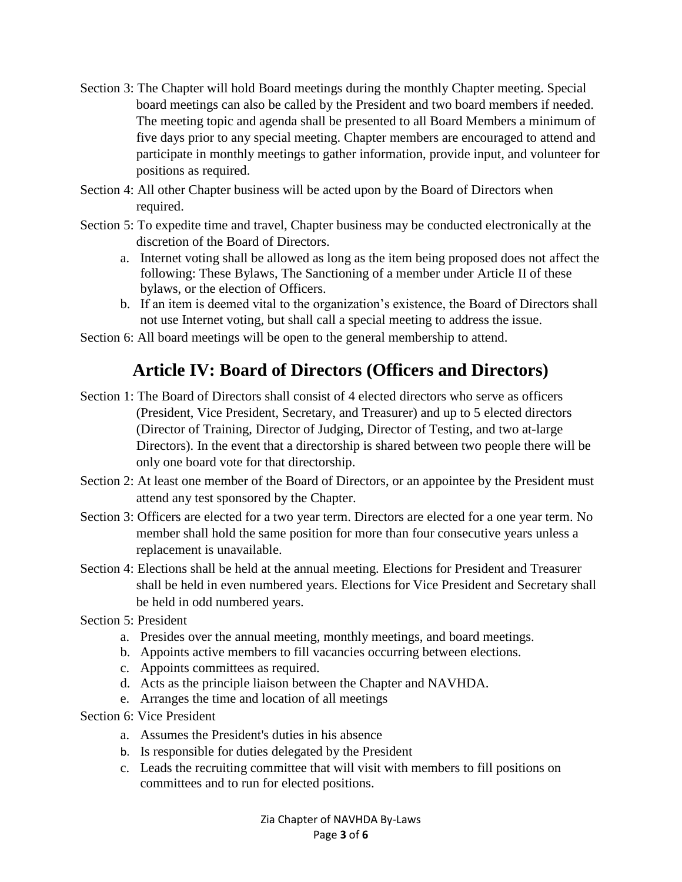Section 3: The Chapter will hold Board meetings during the monthly Chapter meeting. Special board meetings can also be called by the President and two board members if needed. The meeting topic and agenda shall be presented to all Board Members a minimum of five days prior to any special meeting. Chapter members are encouraged to attend and participate in monthly meetings to gather information, provide input, and volunteer for positions as required.

Section 4: All other Chapter business will be acted upon by the Board of Directors when required.

Section 5: To expedite time and travel, Chapter business may be conducted electronically at the discretion of the Board of Directors.

a. Internet voting shall be allowed as long as the item being proposed does not affect the following: These Bylaws, The Sanctioning of a member under Article II of these bylaws, or the election of Officers.
b. If an item is deemed vital to the organization's existence, the Board of Directors shall not use Internet voting, but shall call a special meeting to address the issue.

Section 6: All board meetings will be open to the general membership to attend.

## Article IV: Board of Directors (Officers and Directors)

Section 1: The Board of Directors shall consist of 4 elected directors who serve as officers (President, Vice President, Secretary, and Treasurer) and up to 5 elected directors (Director of Training, Director of Judging, Director of Testing, and two at-large Directors). In the event that a directorship is shared between two people there will be only one board vote for that directorship.

Section 2: At least one member of the Board of Directors, or an appointee by the President must attend any test sponsored by the Chapter.

Section 3: Officers are elected for a two year term. Directors are elected for a one year term. No member shall hold the same position for more than four consecutive years unless a replacement is unavailable.

Section 4: Elections shall be held at the annual meeting. Elections for President and Treasurer shall be held in even numbered years. Elections for Vice President and Secretary shall be held in odd numbered years.

Section 5: President

a. Presides over the annual meeting, monthly meetings, and board meetings.
b. Appoints active members to fill vacancies occurring between elections.
c. Appoints committees as required.
d. Acts as the principle liaison between the Chapter and NAVHDA.
e. Arranges the time and location of all meetings

Section 6: Vice President

a. Assumes the President's duties in his absence
b. Is responsible for duties delegated by the President
c. Leads the recruiting committee that will visit with members to fill positions on committees and to run for elected positions.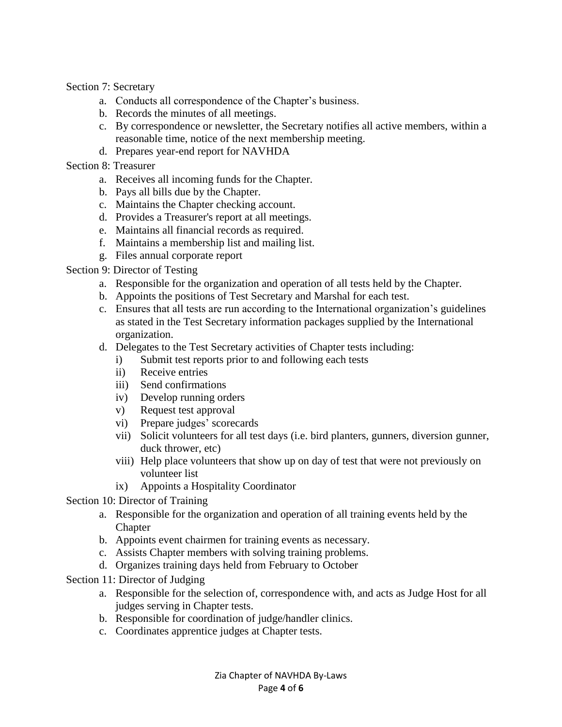Section 7: Secretary

a. Conducts all correspondence of the Chapter's business.
b. Records the minutes of all meetings.
c. By correspondence or newsletter, the Secretary notifies all active members, within a reasonable time, notice of the next membership meeting.
d. Prepares year-end report for NAVHDA

Section 8: Treasurer

a. Receives all incoming funds for the Chapter.
b. Pays all bills due by the Chapter.
c. Maintains the Chapter checking account.
d. Provides a Treasurer's report at all meetings.
e. Maintains all financial records as required.
f. Maintains a membership list and mailing list.
g. Files annual corporate report

Section 9: Director of Testing

a. Responsible for the organization and operation of all tests held by the Chapter.
b. Appoints the positions of Test Secretary and Marshal for each test.
c. Ensures that all tests are run according to the International organization's guidelines as stated in the Test Secretary information packages supplied by the International organization.
d. Delegates to the Test Secretary activities of Chapter tests including:
   i) Submit test reports prior to and following each tests
   ii) Receive entries
   iii) Send confirmations
   iv) Develop running orders
   v) Request test approval
   vi) Prepare judges' scorecards
   vii) Solicit volunteers for all test days (i.e. bird planters, gunners, diversion gunner, duck thrower, etc)
   viii) Help place volunteers that show up on day of test that were not previously on volunteer list
   ix) Appoints a Hospitality Coordinator

Section 10: Director of Training

a. Responsible for the organization and operation of all training events held by the Chapter
b. Appoints event chairmen for training events as necessary.
c. Assists Chapter members with solving training problems.
d. Organizes training days held from February to October

Section 11: Director of Judging

a. Responsible for the selection of, correspondence with, and acts as Judge Host for all judges serving in Chapter tests.
b. Responsible for coordination of judge/handler clinics.
c. Coordinates apprentice judges at Chapter tests.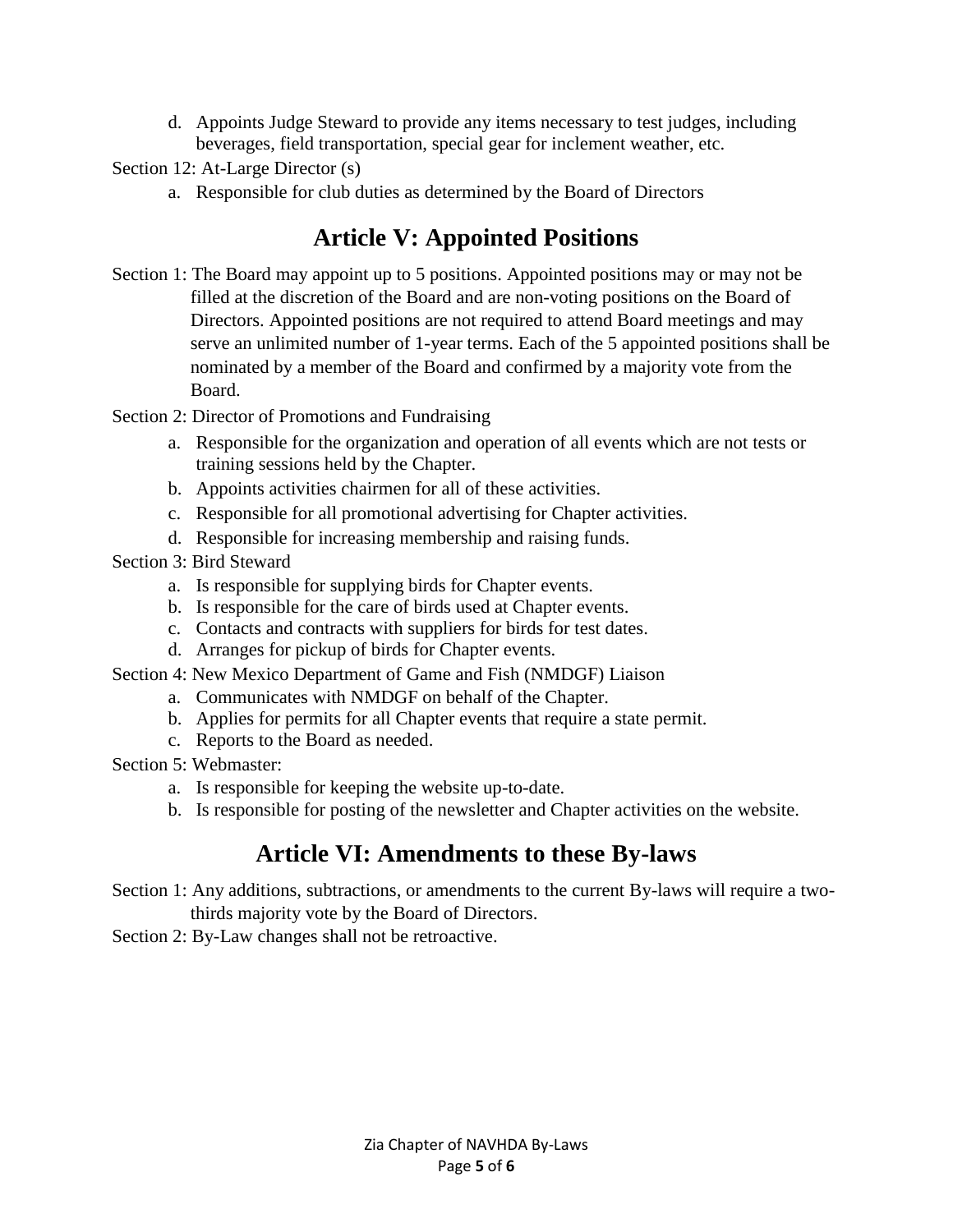d. Appoints Judge Steward to provide any items necessary to test judges, including beverages, field transportation, special gear for inclement weather, etc.

Section 12: At-Large Director (s)

a. Responsible for club duties as determined by the Board of Directors

## Article V: Appointed Positions

Section 1: The Board may appoint up to 5 positions. Appointed positions may or may not be filled at the discretion of the Board and are non-voting positions on the Board of Directors. Appointed positions are not required to attend Board meetings and may serve an unlimited number of 1-year terms. Each of the 5 appointed positions shall be nominated by a member of the Board and confirmed by a majority vote from the Board.

Section 2: Director of Promotions and Fundraising

a. Responsible for the organization and operation of all events which are not tests or training sessions held by the Chapter.
b. Appoints activities chairmen for all of these activities.
c. Responsible for all promotional advertising for Chapter activities.
d. Responsible for increasing membership and raising funds.

Section 3: Bird Steward

a. Is responsible for supplying birds for Chapter events.
b. Is responsible for the care of birds used at Chapter events.
c. Contacts and contracts with suppliers for birds for test dates.
d. Arranges for pickup of birds for Chapter events.

Section 4: New Mexico Department of Game and Fish (NMDGF) Liaison

a. Communicates with NMDGF on behalf of the Chapter.
b. Applies for permits for all Chapter events that require a state permit.
c. Reports to the Board as needed.

Section 5: Webmaster:

a. Is responsible for keeping the website up-to-date.
b. Is responsible for posting of the newsletter and Chapter activities on the website.

## Article VI: Amendments to these By-laws

Section 1: Any additions, subtractions, or amendments to the current By-laws will require a two-thirds majority vote by the Board of Directors.

Section 2: By-Law changes shall not be retroactive.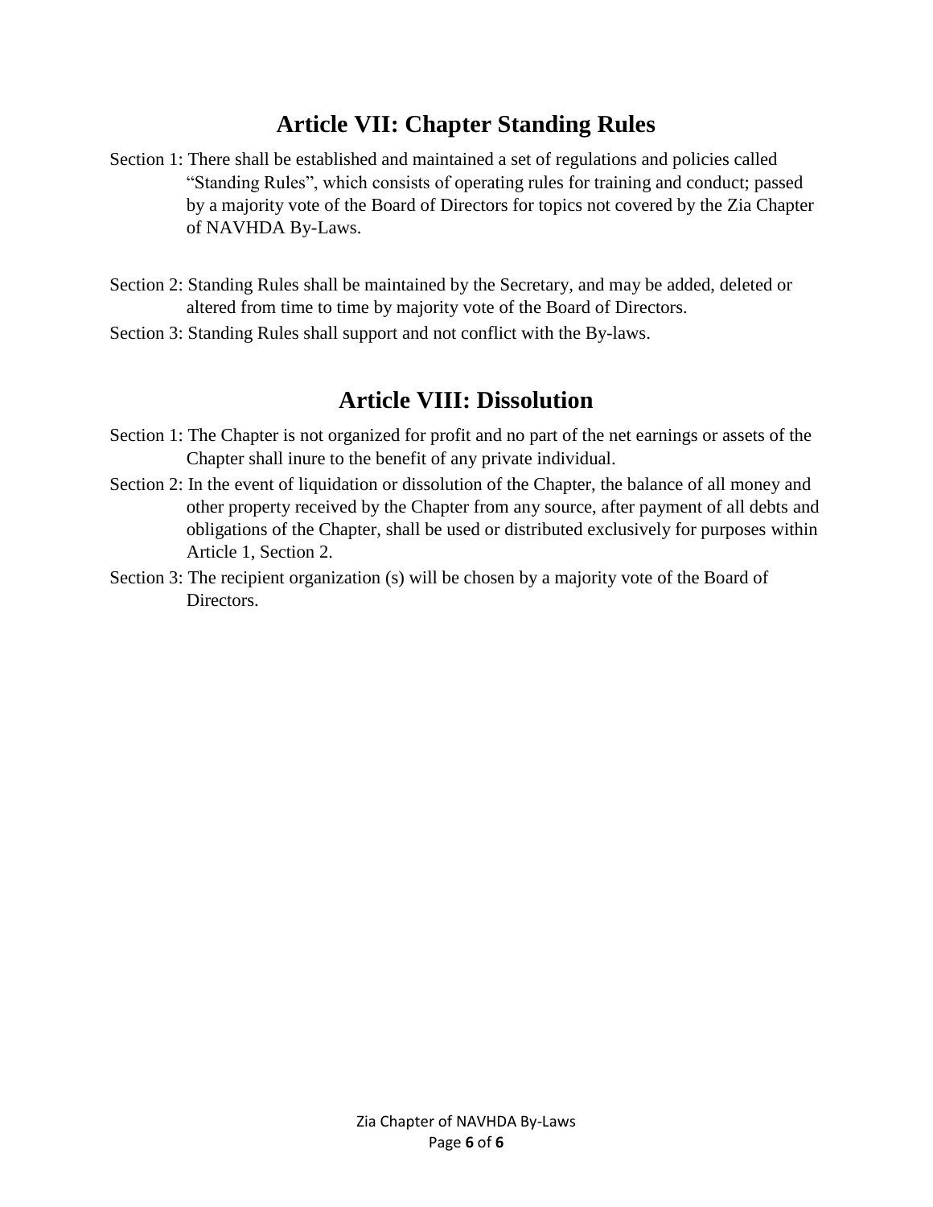## Article VII: Chapter Standing Rules

Section 1: There shall be established and maintained a set of regulations and policies called "Standing Rules", which consists of operating rules for training and conduct; passed by a majority vote of the Board of Directors for topics not covered by the Zia Chapter of NAVHDA By-Laws.

Section 2: Standing Rules shall be maintained by the Secretary, and may be added, deleted or altered from time to time by majority vote of the Board of Directors.

Section 3: Standing Rules shall support and not conflict with the By-laws.

## Article VIII: Dissolution

Section 1: The Chapter is not organized for profit and no part of the net earnings or assets of the Chapter shall inure to the benefit of any private individual.

Section 2: In the event of liquidation or dissolution of the Chapter, the balance of all money and other property received by the Chapter from any source, after payment of all debts and obligations of the Chapter, shall be used or distributed exclusively for purposes within Article 1, Section 2.

Section 3: The recipient organization (s) will be chosen by a majority vote of the Board of Directors.